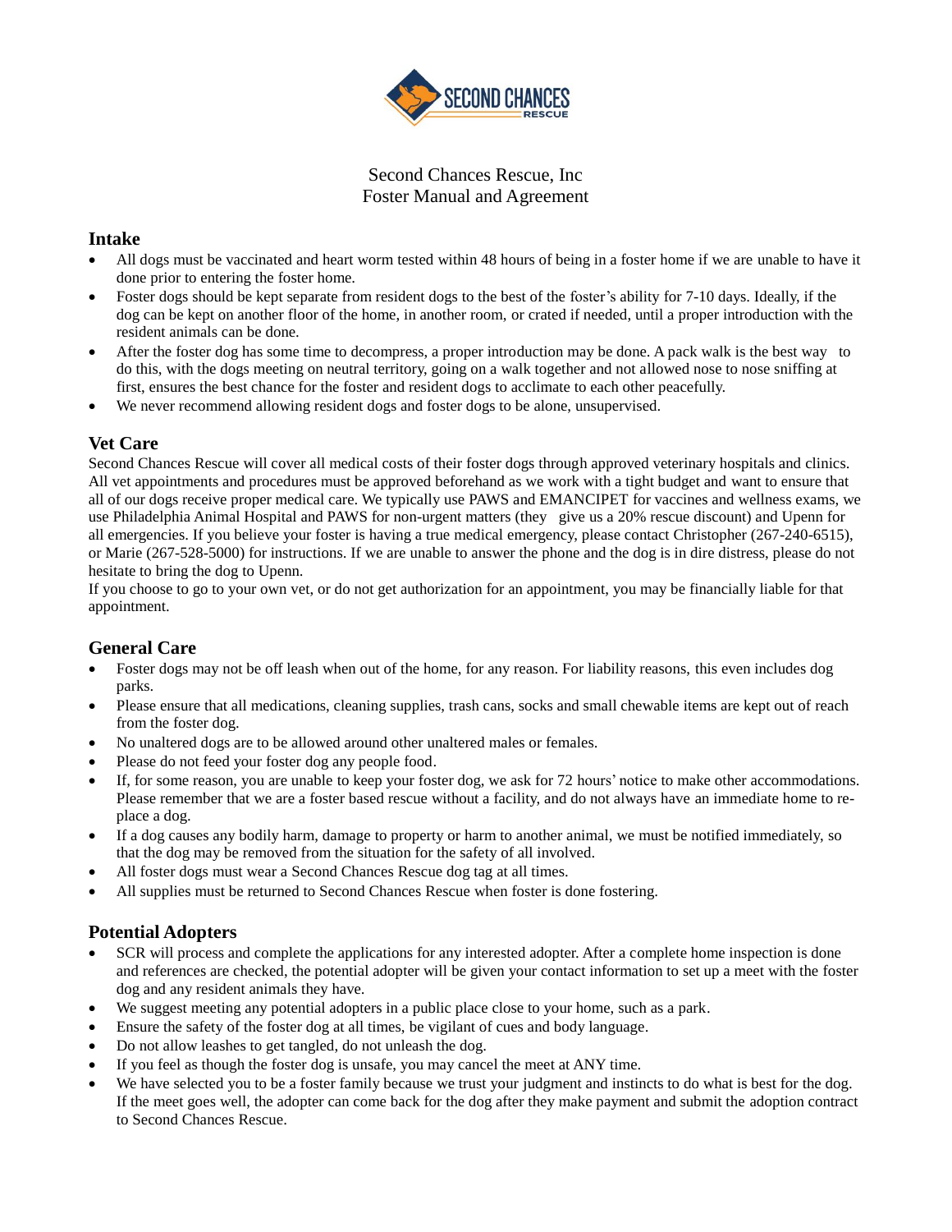Second Chances Rescue, Inc
Foster Manual and Agreement

## Intake

- All dogs must be vaccinated and heart worm tested within 48 hours of being in a foster home if we are unable to have it done prior to entering the foster home.
- Foster dogs should be kept separate from resident dogs to the best of the foster's ability for 7-10 days. Ideally, if the dog can be kept on another floor of the home, in another room, or crated if needed, until a proper introduction with the resident animals can be done.
- After the foster dog has some time to decompress, a proper introduction may be done. A pack walk is the best way to do this, with the dogs meeting on neutral territory, going on a walk together and not allowed nose to nose sniffing at first, ensures the best chance for the foster and resident dogs to acclimate to each other peacefully.
- We never recommend allowing resident dogs and foster dogs to be alone, unsupervised.

## Vet Care

Second Chances Rescue will cover all medical costs of their foster dogs through approved veterinary hospitals and clinics. All vet appointments and procedures must be approved beforehand as we work with a tight budget and want to ensure that all of our dogs receive proper medical care. We typically use PAWS and EMANCIPET for vaccines and wellness exams, we use Philadelphia Animal Hospital and PAWS for non-urgent matters (they give us a 20% rescue discount) and Upenn for all emergencies. If you believe your foster is having a true medical emergency, please contact Christopher (267-240-6515), or Marie (267-528-5000) for instructions. If we are unable to answer the phone and the dog is in dire distress, please do not hesitate to bring the dog to Upenn.

If you choose to go to your own vet, or do not get authorization for an appointment, you may be financially liable for that appointment.

## General Care

- Foster dogs may not be off leash when out of the home, for any reason. For liability reasons, this even includes dog parks.
- Please ensure that all medications, cleaning supplies, trash cans, socks and small chewable items are kept out of reach from the foster dog.
- No unaltered dogs are to be allowed around other unaltered males or females.
- Please do not feed your foster dog any people food.
- If, for some reason, you are unable to keep your foster dog, we ask for 72 hours' notice to make other accommodations. Please remember that we are a foster based rescue without a facility, and do not always have an immediate home to re-place a dog.
- If a dog causes any bodily harm, damage to property or harm to another animal, we must be notified immediately, so that the dog may be removed from the situation for the safety of all involved.
- All foster dogs must wear a Second Chances Rescue dog tag at all times.
- All supplies must be returned to Second Chances Rescue when foster is done fostering.

## Potential Adopters

- SCR will process and complete the applications for any interested adopter. After a complete home inspection is done and references are checked, the potential adopter will be given your contact information to set up a meet with the foster dog and any resident animals they have.
- We suggest meeting any potential adopters in a public place close to your home, such as a park.
- Ensure the safety of the foster dog at all times, be vigilant of cues and body language.
- Do not allow leashes to get tangled, do not unleash the dog.
- If you feel as though the foster dog is unsafe, you may cancel the meet at ANY time.
- We have selected you to be a foster family because we trust your judgment and instincts to do what is best for the dog. If the meet goes well, the adopter can come back for the dog after they make payment and submit the adoption contract to Second Chances Rescue.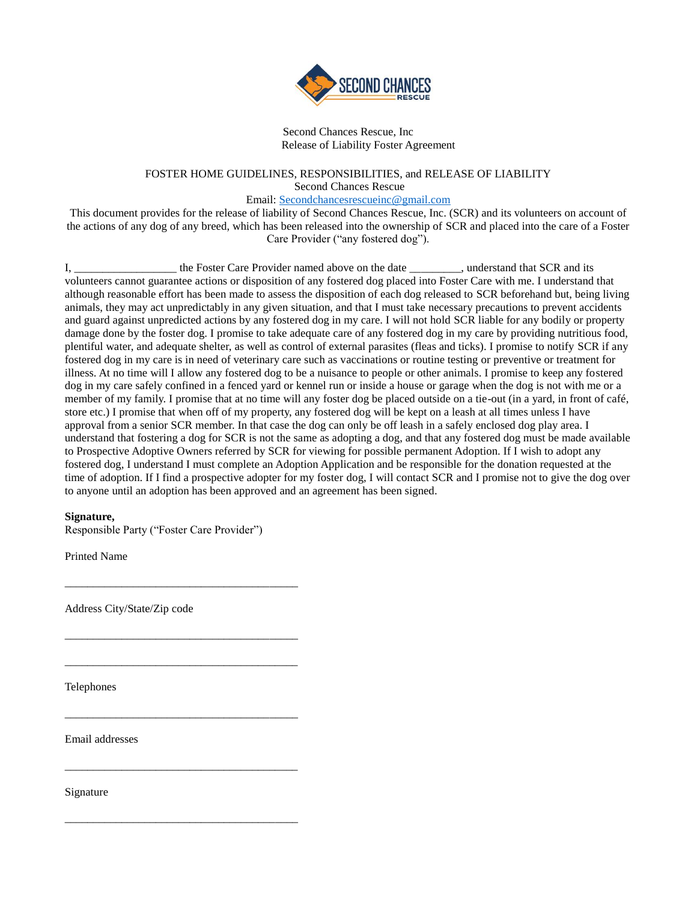Second Chances Rescue, Inc
Release of Liability Foster Agreement

FOSTER HOME GUIDELINES, RESPONSIBILITIES, and RELEASE OF LIABILITY
Second Chances Rescue
Email: Secondchancesrescueinc@gmail.com

This document provides for the release of liability of Second Chances Rescue, Inc. (SCR) and its volunteers on account of the actions of any dog of any breed, which has been released into the ownership of SCR and placed into the care of a Foster Care Provider ("any fostered dog").

I, __________________ the Foster Care Provider named above on the date _________, understand that SCR and its volunteers cannot guarantee actions or disposition of any fostered dog placed into Foster Care with me. I understand that although reasonable effort has been made to assess the disposition of each dog released to SCR beforehand but, being living animals, they may act unpredictably in any given situation, and that I must take necessary precautions to prevent accidents and guard against unpredicted actions by any fostered dog in my care. I will not hold SCR liable for any bodily or property damage done by the foster dog. I promise to take adequate care of any fostered dog in my care by providing nutritious food, plentiful water, and adequate shelter, as well as control of external parasites (fleas and ticks). I promise to notify SCR if any fostered dog in my care is in need of veterinary care such as vaccinations or routine testing or preventive or treatment for illness. At no time will I allow any fostered dog to be a nuisance to people or other animals. I promise to keep any fostered dog in my care safely confined in a fenced yard or kennel run or inside a house or garage when the dog is not with me or a member of my family. I promise that at no time will any foster dog be placed outside on a tie-out (in a yard, in front of café, store etc.) I promise that when off of my property, any fostered dog will be kept on a leash at all times unless I have approval from a senior SCR member. In that case the dog can only be off leash in a safely enclosed dog play area. I understand that fostering a dog for SCR is not the same as adopting a dog, and that any fostered dog must be made available to Prospective Adoptive Owners referred by SCR for viewing for possible permanent Adoption. If I wish to adopt any fostered dog, I understand I must complete an Adoption Application and be responsible for the donation requested at the time of adoption. If I find a prospective adopter for my foster dog, I will contact SCR and I promise not to give the dog over to anyone until an adoption has been approved and an agreement has been signed.

**Signature,**
Responsible Party ("Foster Care Provider")

Printed Name

__________________________________________

Address City/State/Zip code

__________________________________________

__________________________________________

Telephones

__________________________________________

Email addresses

__________________________________________

Signature

__________________________________________